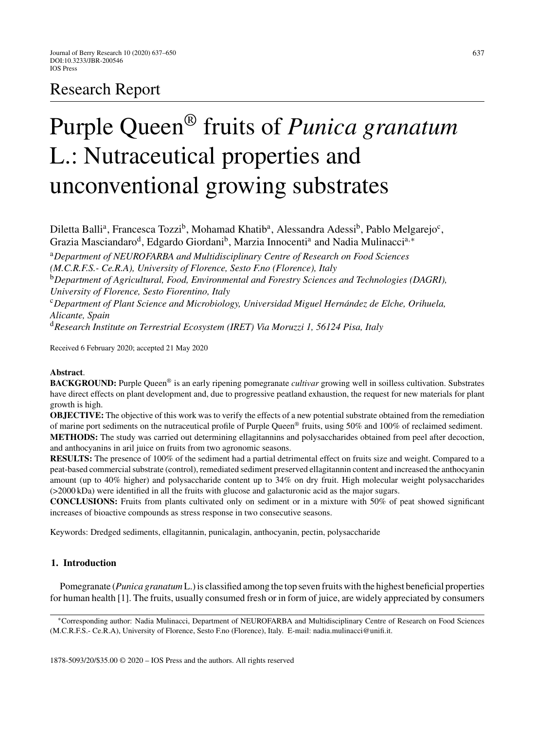Research Report

# Purple Queen® fruits of *Punica granatum* L.: Nutraceutical properties and unconventional growing substrates

Diletta Balli[a], Francesca Tozzi[b], Mohamad Khatib[a], Alessandra Adessi[b], Pablo Melgarejo[c], Grazia Masciandaro[d], Edgardo Giordani[b], Marzia Innocenti[a] and Nadia Mulinacci[a,*]

[a] *Department of NEUROFARBA and Multidisciplinary Centre of Research on Food Sciences (M.C.R.F.S.- Ce.R.A), University of Florence, Sesto F.no (Florence), Italy*

[b] *Department of Agricultural, Food, Environmental and Forestry Sciences and Technologies (DAGRI), University of Florence, Sesto Fiorentino, Italy*

[c] *Department of Plant Science and Microbiology, Universidad Miguel Hernández de Elche, Orihuela, Alicante, Spain*

[d] *Research Institute on Terrestrial Ecosystem (IRET) Via Moruzzi 1, 56124 Pisa, Italy*

Received 6 February 2020; accepted 21 May 2020

**Abstract**.

**BACKGROUND:** Purple Queen® is an early ripening pomegranate *cultivar* growing well in soilless cultivation. Substrates have direct effects on plant development and, due to progressive peatland exhaustion, the request for new materials for plant growth is high.

**OBJECTIVE:** The objective of this work was to verify the effects of a new potential substrate obtained from the remediation of marine port sediments on the nutraceutical profile of Purple Queen® fruits, using 50% and 100% of reclaimed sediment.

**METHODS:** The study was carried out determining ellagitannins and polysaccharides obtained from peel after decoction, and anthocyanins in aril juice on fruits from two agronomic seasons.

**RESULTS:** The presence of 100% of the sediment had a partial detrimental effect on fruits size and weight. Compared to a peat-based commercial substrate (control), remediated sediment preserved ellagitannin content and increased the anthocyanin amount (up to 40% higher) and polysaccharide content up to 34% on dry fruit. High molecular weight polysaccharides (>2000 kDa) were identified in all the fruits with glucose and galacturonic acid as the major sugars.

**CONCLUSIONS:** Fruits from plants cultivated only on sediment or in a mixture with 50% of peat showed significant increases of bioactive compounds as stress response in two consecutive seasons.

Keywords: Dredged sediments, ellagitannin, punicalagin, anthocyanin, pectin, polysaccharide

## 1. Introduction

Pomegranate (*Punica granatum* L.) is classified among the top seven fruits with the highest beneficial properties for human health [1]. The fruits, usually consumed fresh or in form of juice, are widely appreciated by consumers

*Corresponding author: Nadia Mulinacci, Department of NEUROFARBA and Multidisciplinary Centre of Research on Food Sciences (M.C.R.F.S.- Ce.R.A), University of Florence, Sesto F.no (Florence), Italy. E-mail: nadia.mulinacci@unifi.it.

1878-5093/20/$35.00 © 2020 – IOS Press and the authors. All rights reserved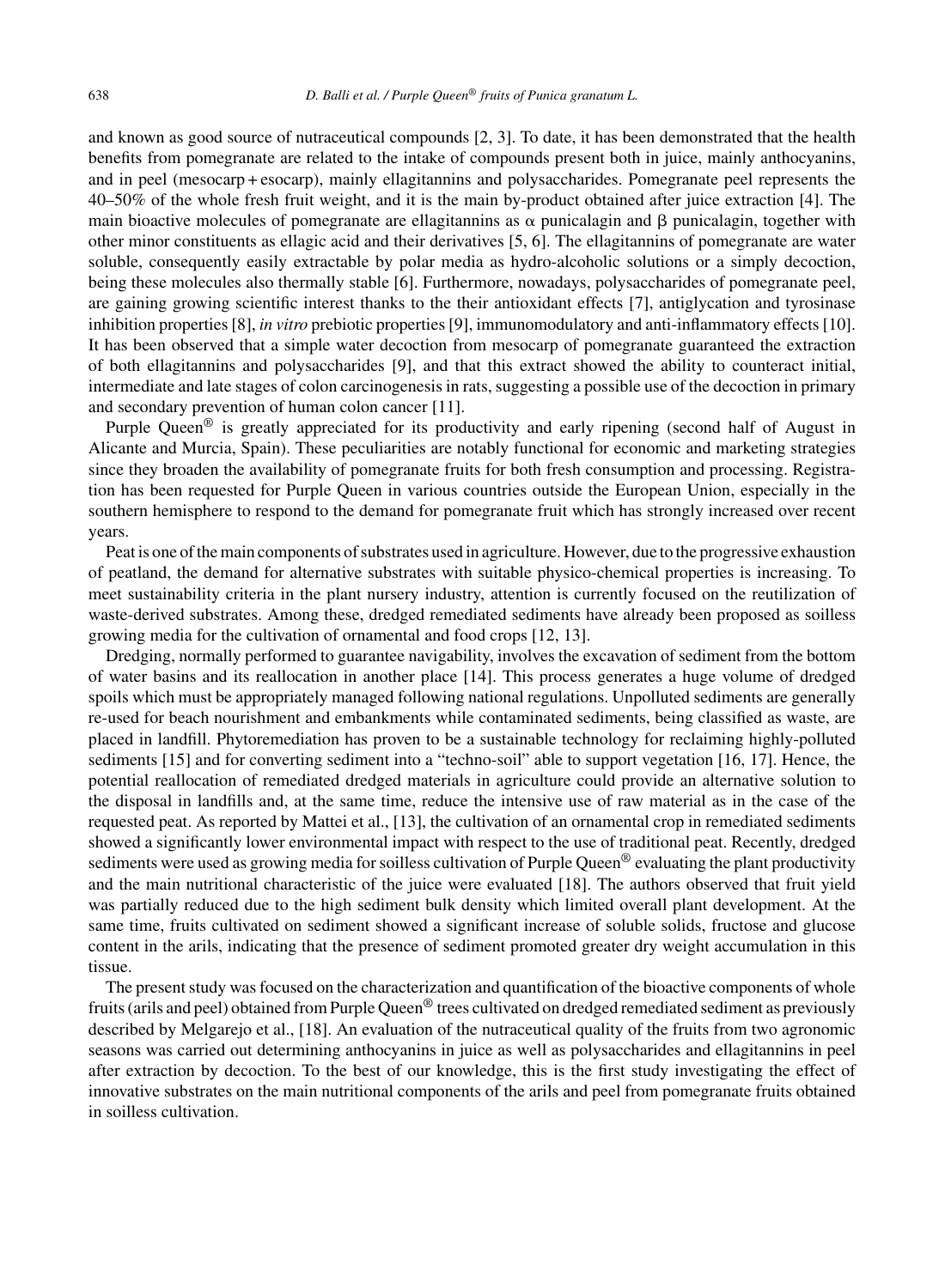and known as good source of nutraceutical compounds [2, 3]. To date, it has been demonstrated that the health benefits from pomegranate are related to the intake of compounds present both in juice, mainly anthocyanins, and in peel (mesocarp + esocarp), mainly ellagitannins and polysaccharides. Pomegranate peel represents the 40–50% of the whole fresh fruit weight, and it is the main by-product obtained after juice extraction [4]. The main bioactive molecules of pomegranate are ellagitannins as $\alpha$ punicalagin and $\beta$ punicalagin, together with other minor constituents as ellagic acid and their derivatives [5, 6]. The ellagitannins of pomegranate are water soluble, consequently easily extractable by polar media as hydro-alcoholic solutions or a simply decoction, being these molecules also thermally stable [6]. Furthermore, nowadays, polysaccharides of pomegranate peel, are gaining growing scientific interest thanks to the their antioxidant effects [7], antiglycation and tyrosinase inhibition properties [8], *in vitro* prebiotic properties [9], immunomodulatory and anti-inflammatory effects [10]. It has been observed that a simple water decoction from mesocarp of pomegranate guaranteed the extraction of both ellagitannins and polysaccharides [9], and that this extract showed the ability to counteract initial, intermediate and late stages of colon carcinogenesis in rats, suggesting a possible use of the decoction in primary and secondary prevention of human colon cancer [11].

Purple Queen® is greatly appreciated for its productivity and early ripening (second half of August in Alicante and Murcia, Spain). These peculiarities are notably functional for economic and marketing strategies since they broaden the availability of pomegranate fruits for both fresh consumption and processing. Registration has been requested for Purple Queen in various countries outside the European Union, especially in the southern hemisphere to respond to the demand for pomegranate fruit which has strongly increased over recent years.

Peat is one of the main components of substrates used in agriculture. However, due to the progressive exhaustion of peatland, the demand for alternative substrates with suitable physico-chemical properties is increasing. To meet sustainability criteria in the plant nursery industry, attention is currently focused on the reutilization of waste-derived substrates. Among these, dredged remediated sediments have already been proposed as soilless growing media for the cultivation of ornamental and food crops [12, 13].

Dredging, normally performed to guarantee navigability, involves the excavation of sediment from the bottom of water basins and its reallocation in another place [14]. This process generates a huge volume of dredged spoils which must be appropriately managed following national regulations. Unpolluted sediments are generally re-used for beach nourishment and embankments while contaminated sediments, being classified as waste, are placed in landfill. Phytoremediation has proven to be a sustainable technology for reclaiming highly-polluted sediments [15] and for converting sediment into a "techno-soil" able to support vegetation [16, 17]. Hence, the potential reallocation of remediated dredged materials in agriculture could provide an alternative solution to the disposal in landfills and, at the same time, reduce the intensive use of raw material as in the case of the requested peat. As reported by Mattei et al., [13], the cultivation of an ornamental crop in remediated sediments showed a significantly lower environmental impact with respect to the use of traditional peat. Recently, dredged sediments were used as growing media for soilless cultivation of Purple Queen® evaluating the plant productivity and the main nutritional characteristic of the juice were evaluated [18]. The authors observed that fruit yield was partially reduced due to the high sediment bulk density which limited overall plant development. At the same time, fruits cultivated on sediment showed a significant increase of soluble solids, fructose and glucose content in the arils, indicating that the presence of sediment promoted greater dry weight accumulation in this tissue.

The present study was focused on the characterization and quantification of the bioactive components of whole fruits (arils and peel) obtained from Purple Queen® trees cultivated on dredged remediated sediment as previously described by Melgarejo et al., [18]. An evaluation of the nutraceutical quality of the fruits from two agronomic seasons was carried out determining anthocyanins in juice as well as polysaccharides and ellagitannins in peel after extraction by decoction. To the best of our knowledge, this is the first study investigating the effect of innovative substrates on the main nutritional components of the arils and peel from pomegranate fruits obtained in soilless cultivation.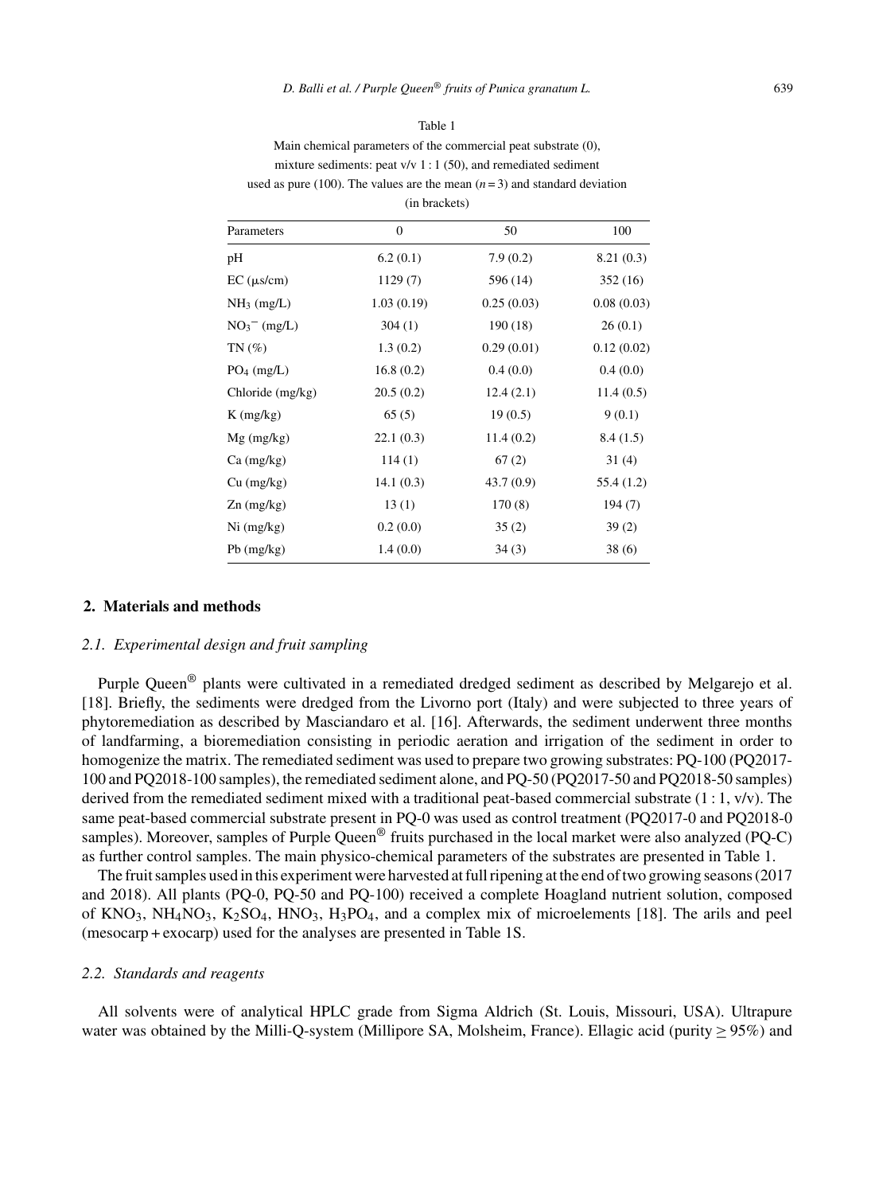Table 1
Main chemical parameters of the commercial peat substrate (0), mixture sediments: peat v/v 1 : 1 (50), and remediated sediment used as pure (100). The values are the mean ($n = 3$) and standard deviation (in brackets)

| Parameters | 0 | 50 | 100 |
|---|---|---|---|
| pH | 6.2 (0.1) | 7.9 (0.2) | 8.21 (0.3) |
| EC (μs/cm) | 1129 (7) | 596 (14) | 352 (16) |
| $NH_3$ (mg/L) | 1.03 (0.19) | 0.25 (0.03) | 0.08 (0.03) |
| $NO_3^-$ (mg/L) | 304 (1) | 190 (18) | 26 (0.1) |
| TN (%) | 1.3 (0.2) | 0.29 (0.01) | 0.12 (0.02) |
| $PO_4$ (mg/L) | 16.8 (0.2) | 0.4 (0.0) | 0.4 (0.0) |
| Chloride (mg/kg) | 20.5 (0.2) | 12.4 (2.1) | 11.4 (0.5) |
| K (mg/kg) | 65 (5) | 19 (0.5) | 9 (0.1) |
| Mg (mg/kg) | 22.1 (0.3) | 11.4 (0.2) | 8.4 (1.5) |
| Ca (mg/kg) | 114 (1) | 67 (2) | 31 (4) |
| Cu (mg/kg) | 14.1 (0.3) | 43.7 (0.9) | 55.4 (1.2) |
| Zn (mg/kg) | 13 (1) | 170 (8) | 194 (7) |
| Ni (mg/kg) | 0.2 (0.0) | 35 (2) | 39 (2) |
| Pb (mg/kg) | 1.4 (0.0) | 34 (3) | 38 (6) |

## 2. Materials and methods

### *2.1. Experimental design and fruit sampling*

Purple Queen® plants were cultivated in a remediated dredged sediment as described by Melgarejo et al. [18]. Briefly, the sediments were dredged from the Livorno port (Italy) and were subjected to three years of phytoremediation as described by Masciandaro et al. [16]. Afterwards, the sediment underwent three months of landfarming, a bioremediation consisting in periodic aeration and irrigation of the sediment in order to homogenize the matrix. The remediated sediment was used to prepare two growing substrates: PQ-100 (PQ2017-100 and PQ2018-100 samples), the remediated sediment alone, and PQ-50 (PQ2017-50 and PQ2018-50 samples) derived from the remediated sediment mixed with a traditional peat-based commercial substrate (1 : 1, v/v). The same peat-based commercial substrate present in PQ-0 was used as control treatment (PQ2017-0 and PQ2018-0 samples). Moreover, samples of Purple Queen® fruits purchased in the local market were also analyzed (PQ-C) as further control samples. The main physico-chemical parameters of the substrates are presented in Table 1.

The fruit samples used in this experiment were harvested at full ripening at the end of two growing seasons (2017 and 2018). All plants (PQ-0, PQ-50 and PQ-100) received a complete Hoagland nutrient solution, composed of $KNO_3$, $NH_4NO_3$, $K_2SO_4$, $HNO_3$, $H_3PO_4$, and a complex mix of microelements [18]. The arils and peel (mesocarp + exocarp) used for the analyses are presented in Table 1S.

### *2.2. Standards and reagents*

All solvents were of analytical HPLC grade from Sigma Aldrich (St. Louis, Missouri, USA). Ultrapure water was obtained by the Milli-Q-system (Millipore SA, Molsheim, France). Ellagic acid (purity ≥ 95%) and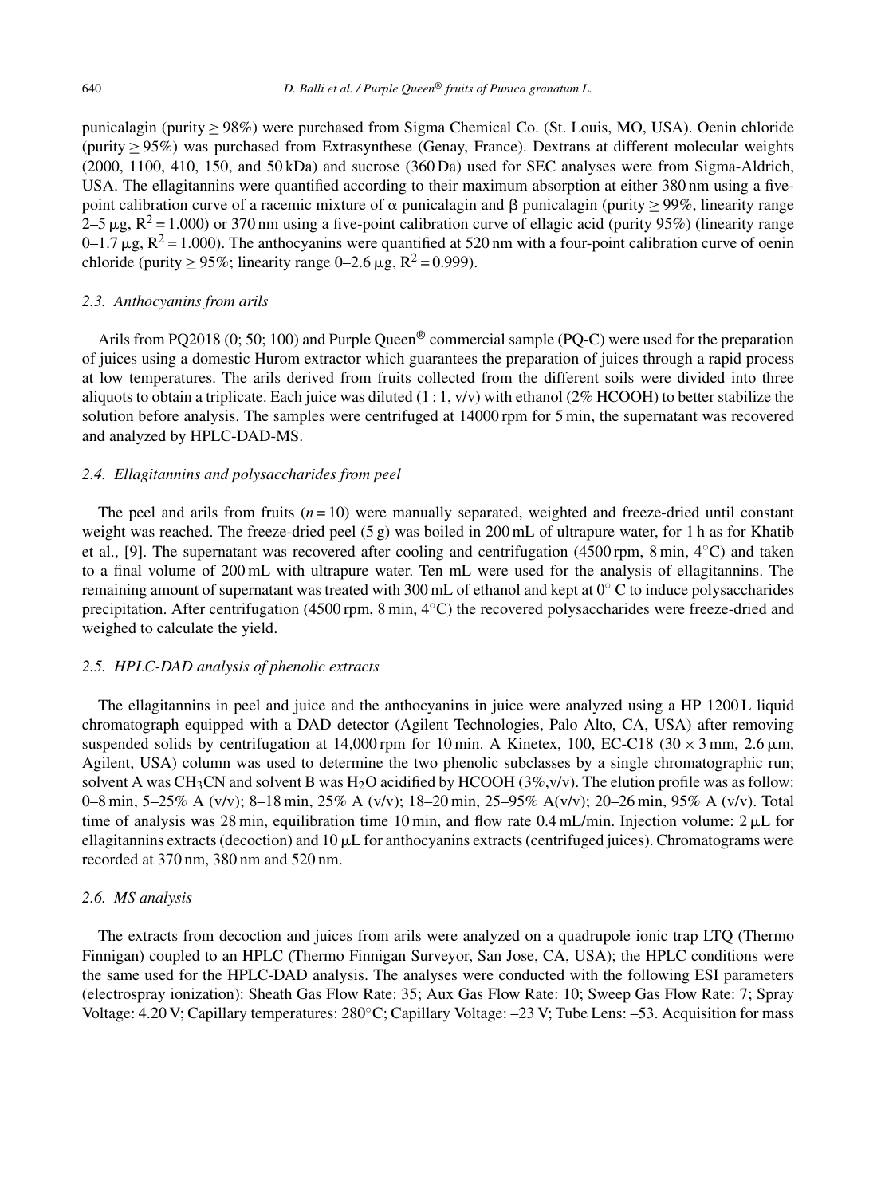punicalagin (purity ≥ 98%) were purchased from Sigma Chemical Co. (St. Louis, MO, USA). Oenin chloride (purity ≥ 95%) was purchased from Extrasynthese (Genay, France). Dextrans at different molecular weights (2000, 1100, 410, 150, and 50 kDa) and sucrose (360 Da) used for SEC analyses were from Sigma-Aldrich, USA. The ellagitannins were quantified according to their maximum absorption at either 380 nm using a five-point calibration curve of a racemic mixture of α punicalagin and β punicalagin (purity ≥ 99%, linearity range 2–5 μg, $R^2 = 1.000$) or 370 nm using a five-point calibration curve of ellagic acid (purity 95%) (linearity range 0–1.7 μg, $R^2 = 1.000$). The anthocyanins were quantified at 520 nm with a four-point calibration curve of oenin chloride (purity ≥ 95%; linearity range 0–2.6 μg, $R^2 = 0.999$).

### 2.3. Anthocyanins from arils

Arils from PQ2018 (0; 50; 100) and Purple Queen® commercial sample (PQ-C) were used for the preparation of juices using a domestic Hurom extractor which guarantees the preparation of juices through a rapid process at low temperatures. The arils derived from fruits collected from the different soils were divided into three aliquots to obtain a triplicate. Each juice was diluted (1 : 1, v/v) with ethanol (2% HCOOH) to better stabilize the solution before analysis. The samples were centrifuged at 14000 rpm for 5 min, the supernatant was recovered and analyzed by HPLC-DAD-MS.

### 2.4. Ellagitannins and polysaccharides from peel

The peel and arils from fruits ($n = 10$) were manually separated, weighted and freeze-dried until constant weight was reached. The freeze-dried peel (5 g) was boiled in 200 mL of ultrapure water, for 1 h as for Khatib et al., [9]. The supernatant was recovered after cooling and centrifugation (4500 rpm, 8 min, 4°C) and taken to a final volume of 200 mL with ultrapure water. Ten mL were used for the analysis of ellagitannins. The remaining amount of supernatant was treated with 300 mL of ethanol and kept at 0° C to induce polysaccharides precipitation. After centrifugation (4500 rpm, 8 min, 4°C) the recovered polysaccharides were freeze-dried and weighed to calculate the yield.

### 2.5. HPLC-DAD analysis of phenolic extracts

The ellagitannins in peel and juice and the anthocyanins in juice were analyzed using a HP 1200 L liquid chromatograph equipped with a DAD detector (Agilent Technologies, Palo Alto, CA, USA) after removing suspended solids by centrifugation at 14,000 rpm for 10 min. A Kinetex, 100, EC-C18 (30 × 3 mm, 2.6 μm, Agilent, USA) column was used to determine the two phenolic subclasses by a single chromatographic run; solvent A was $CH_3CN$ and solvent B was $H_2O$ acidified by HCOOH (3%,v/v). The elution profile was as follow: 0–8 min, 5–25% A (v/v); 8–18 min, 25% A (v/v); 18–20 min, 25–95% A(v/v); 20–26 min, 95% A (v/v). Total time of analysis was 28 min, equilibration time 10 min, and flow rate 0.4 mL/min. Injection volume: 2 μL for ellagitannins extracts (decoction) and 10 μL for anthocyanins extracts (centrifuged juices). Chromatograms were recorded at 370 nm, 380 nm and 520 nm.

### 2.6. MS analysis

The extracts from decoction and juices from arils were analyzed on a quadrupole ionic trap LTQ (Thermo Finnigan) coupled to an HPLC (Thermo Finnigan Surveyor, San Jose, CA, USA); the HPLC conditions were the same used for the HPLC-DAD analysis. The analyses were conducted with the following ESI parameters (electrospray ionization): Sheath Gas Flow Rate: 35; Aux Gas Flow Rate: 10; Sweep Gas Flow Rate: 7; Spray Voltage: 4.20 V; Capillary temperatures: 280°C; Capillary Voltage: –23 V; Tube Lens: –53. Acquisition for mass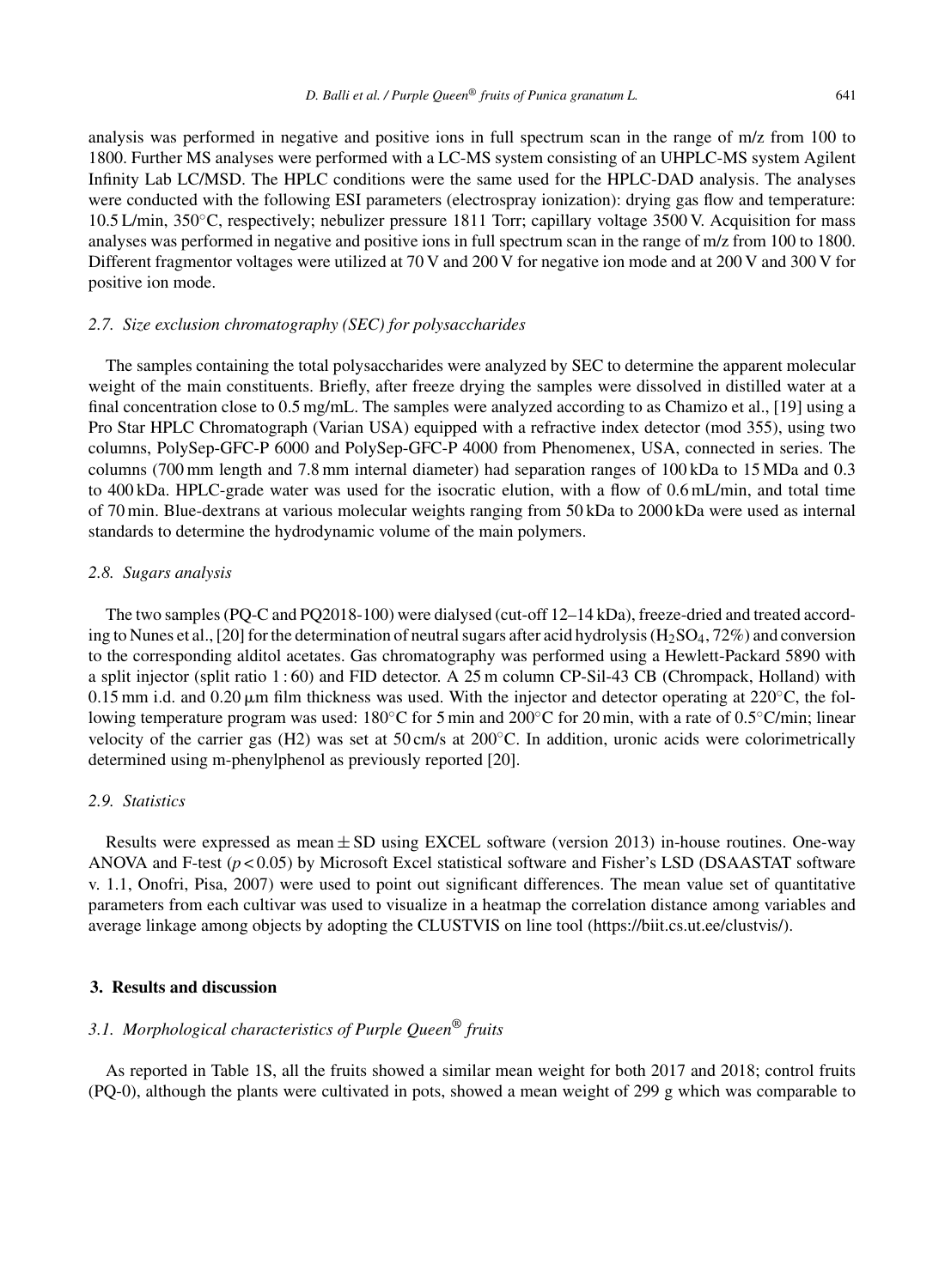analysis was performed in negative and positive ions in full spectrum scan in the range of m/z from 100 to 1800. Further MS analyses were performed with a LC-MS system consisting of an UHPLC-MS system Agilent Infinity Lab LC/MSD. The HPLC conditions were the same used for the HPLC-DAD analysis. The analyses were conducted with the following ESI parameters (electrospray ionization): drying gas flow and temperature: 10.5 L/min, 350°C, respectively; nebulizer pressure 1811 Torr; capillary voltage 3500 V. Acquisition for mass analyses was performed in negative and positive ions in full spectrum scan in the range of m/z from 100 to 1800. Different fragmentor voltages were utilized at 70 V and 200 V for negative ion mode and at 200 V and 300 V for positive ion mode.

### *2.7. Size exclusion chromatography (SEC) for polysaccharides*

The samples containing the total polysaccharides were analyzed by SEC to determine the apparent molecular weight of the main constituents. Briefly, after freeze drying the samples were dissolved in distilled water at a final concentration close to 0.5 mg/mL. The samples were analyzed according to as Chamizo et al., [19] using a Pro Star HPLC Chromatograph (Varian USA) equipped with a refractive index detector (mod 355), using two columns, PolySep-GFC-P 6000 and PolySep-GFC-P 4000 from Phenomenex, USA, connected in series. The columns (700 mm length and 7.8 mm internal diameter) had separation ranges of 100 kDa to 15 MDa and 0.3 to 400 kDa. HPLC-grade water was used for the isocratic elution, with a flow of 0.6 mL/min, and total time of 70 min. Blue-dextrans at various molecular weights ranging from 50 kDa to 2000 kDa were used as internal standards to determine the hydrodynamic volume of the main polymers.

### *2.8. Sugars analysis*

The two samples (PQ-C and PQ2018-100) were dialysed (cut-off 12–14 kDa), freeze-dried and treated according to Nunes et al., [20] for the determination of neutral sugars after acid hydrolysis ($H_2SO_4$, 72%) and conversion to the corresponding alditol acetates. Gas chromatography was performed using a Hewlett-Packard 5890 with a split injector (split ratio 1 : 60) and FID detector. A 25 m column CP-Sil-43 CB (Chrompack, Holland) with 0.15 mm i.d. and 0.20 μm film thickness was used. With the injector and detector operating at 220°C, the following temperature program was used: 180°C for 5 min and 200°C for 20 min, with a rate of 0.5°C/min; linear velocity of the carrier gas (H2) was set at 50 cm/s at 200°C. In addition, uronic acids were colorimetrically determined using m-phenylphenol as previously reported [20].

### *2.9. Statistics*

Results were expressed as mean ± SD using EXCEL software (version 2013) in-house routines. One-way ANOVA and F-test ($p < 0.05$) by Microsoft Excel statistical software and Fisher's LSD (DSAASTAT software v. 1.1, Onofri, Pisa, 2007) were used to point out significant differences. The mean value set of quantitative parameters from each cultivar was used to visualize in a heatmap the correlation distance among variables and average linkage among objects by adopting the CLUSTVIS on line tool (https://biit.cs.ut.ee/clustvis/).

## **3. Results and discussion**

### *3.1. Morphological characteristics of Purple Queen® fruits*

As reported in Table 1S, all the fruits showed a similar mean weight for both 2017 and 2018; control fruits (PQ-0), although the plants were cultivated in pots, showed a mean weight of 299 g which was comparable to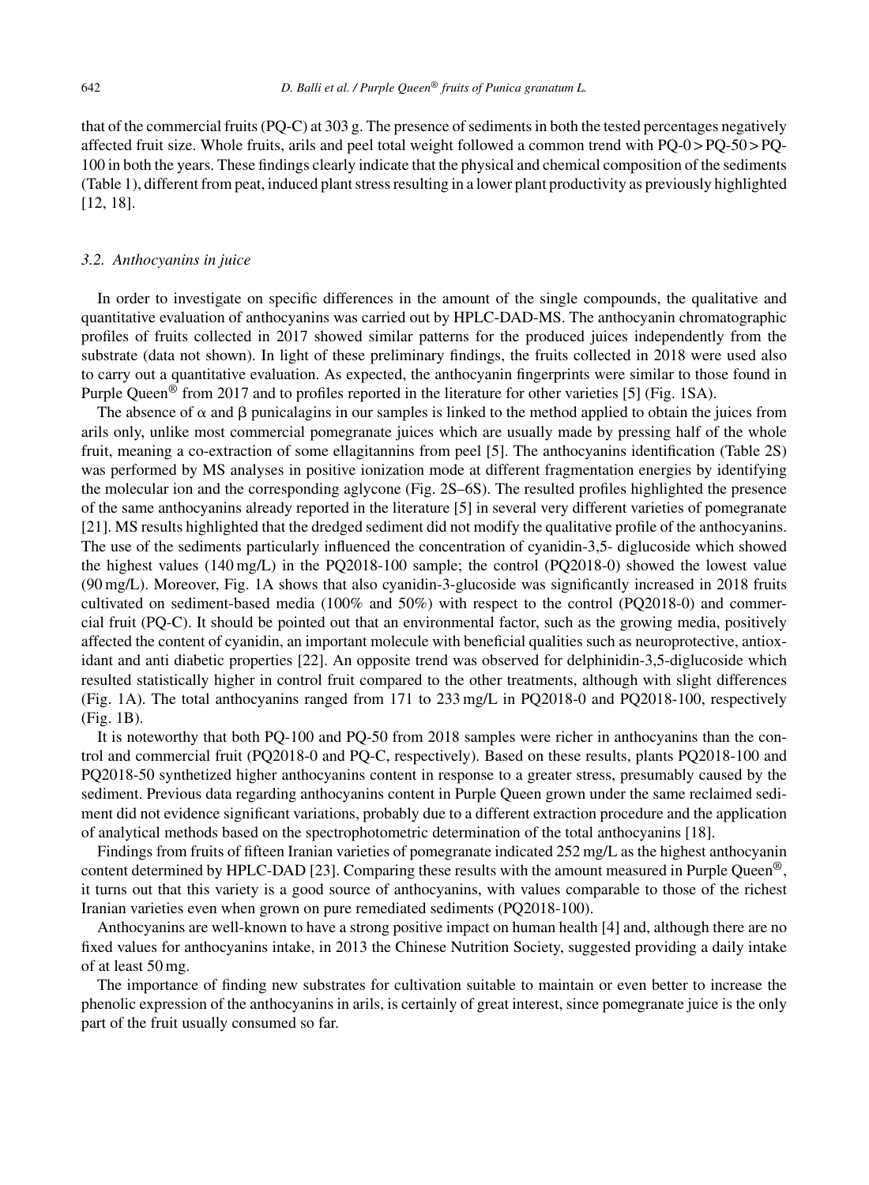that of the commercial fruits (PQ-C) at 303 g. The presence of sediments in both the tested percentages negatively affected fruit size. Whole fruits, arils and peel total weight followed a common trend with PQ-0 > PQ-50 > PQ-100 in both the years. These findings clearly indicate that the physical and chemical composition of the sediments (Table 1), different from peat, induced plant stress resulting in a lower plant productivity as previously highlighted [12, 18].

### *3.2. Anthocyanins in juice*

In order to investigate on specific differences in the amount of the single compounds, the qualitative and quantitative evaluation of anthocyanins was carried out by HPLC-DAD-MS. The anthocyanin chromatographic profiles of fruits collected in 2017 showed similar patterns for the produced juices independently from the substrate (data not shown). In light of these preliminary findings, the fruits collected in 2018 were used also to carry out a quantitative evaluation. As expected, the anthocyanin fingerprints were similar to those found in Purple Queen® from 2017 and to profiles reported in the literature for other varieties [5] (Fig. 1SA).

The absence of $\alpha$ and $\beta$ punicalagins in our samples is linked to the method applied to obtain the juices from arils only, unlike most commercial pomegranate juices which are usually made by pressing half of the whole fruit, meaning a co-extraction of some ellagitannins from peel [5]. The anthocyanins identification (Table 2S) was performed by MS analyses in positive ionization mode at different fragmentation energies by identifying the molecular ion and the corresponding aglycone (Fig. 2S–6S). The resulted profiles highlighted the presence of the same anthocyanins already reported in the literature [5] in several very different varieties of pomegranate [21]. MS results highlighted that the dredged sediment did not modify the qualitative profile of the anthocyanins. The use of the sediments particularly influenced the concentration of cyanidin-3,5- diglucoside which showed the highest values (140 mg/L) in the PQ2018-100 sample; the control (PQ2018-0) showed the lowest value (90 mg/L). Moreover, Fig. 1A shows that also cyanidin-3-glucoside was significantly increased in 2018 fruits cultivated on sediment-based media (100% and 50%) with respect to the control (PQ2018-0) and commercial fruit (PQ-C). It should be pointed out that an environmental factor, such as the growing media, positively affected the content of cyanidin, an important molecule with beneficial qualities such as neuroprotective, antioxidant and anti diabetic properties [22]. An opposite trend was observed for delphinidin-3,5-diglucoside which resulted statistically higher in control fruit compared to the other treatments, although with slight differences (Fig. 1A). The total anthocyanins ranged from 171 to 233 mg/L in PQ2018-0 and PQ2018-100, respectively (Fig. 1B).

It is noteworthy that both PQ-100 and PQ-50 from 2018 samples were richer in anthocyanins than the control and commercial fruit (PQ2018-0 and PQ-C, respectively). Based on these results, plants PQ2018-100 and PQ2018-50 synthetized higher anthocyanins content in response to a greater stress, presumably caused by the sediment. Previous data regarding anthocyanins content in Purple Queen grown under the same reclaimed sediment did not evidence significant variations, probably due to a different extraction procedure and the application of analytical methods based on the spectrophotometric determination of the total anthocyanins [18].

Findings from fruits of fifteen Iranian varieties of pomegranate indicated 252 mg/L as the highest anthocyanin content determined by HPLC-DAD [23]. Comparing these results with the amount measured in Purple Queen®, it turns out that this variety is a good source of anthocyanins, with values comparable to those of the richest Iranian varieties even when grown on pure remediated sediments (PQ2018-100).

Anthocyanins are well-known to have a strong positive impact on human health [4] and, although there are no fixed values for anthocyanins intake, in 2013 the Chinese Nutrition Society, suggested providing a daily intake of at least 50 mg.

The importance of finding new substrates for cultivation suitable to maintain or even better to increase the phenolic expression of the anthocyanins in arils, is certainly of great interest, since pomegranate juice is the only part of the fruit usually consumed so far.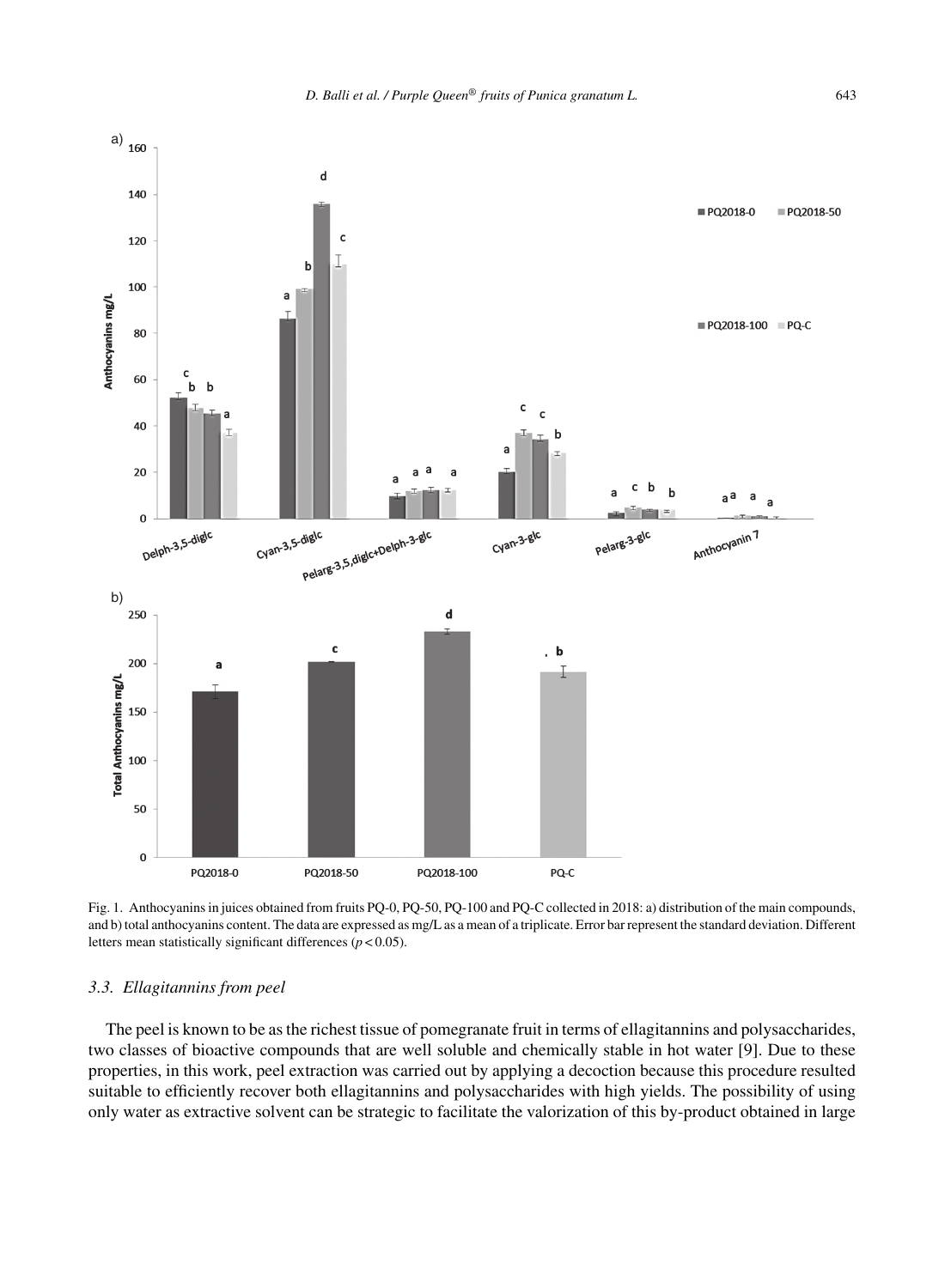Fig. 1. Anthocyanins in juices obtained from fruits PQ-0, PQ-50, PQ-100 and PQ-C collected in 2018: a) distribution of the main compounds, and b) total anthocyanins content. The data are expressed as mg/L as a mean of a triplicate. Error bar represent the standard deviation. Different letters mean statistically significant differences ($p < 0.05$).

### 3.3. Ellagitannins from peel

The peel is known to be as the richest tissue of pomegranate fruit in terms of ellagitannins and polysaccharides, two classes of bioactive compounds that are well soluble and chemically stable in hot water [9]. Due to these properties, in this work, peel extraction was carried out by applying a decoction because this procedure resulted suitable to efficiently recover both ellagitannins and polysaccharides with high yields. The possibility of using only water as extractive solvent can be strategic to facilitate the valorization of this by-product obtained in large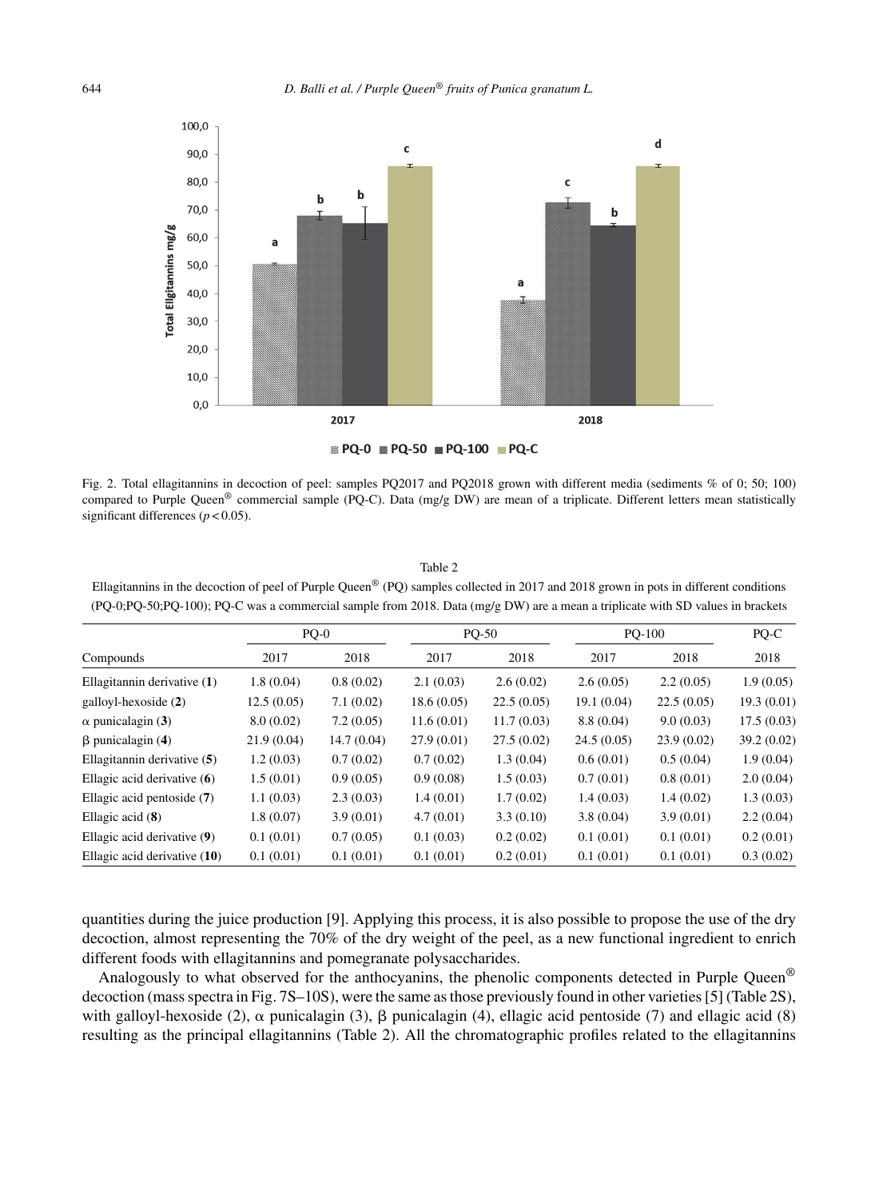Fig. 2. Total ellagitannins in decoction of peel: samples PQ2017 and PQ2018 grown with different media (sediments % of 0; 50; 100) compared to Purple Queen® commercial sample (PQ-C). Data (mg/g DW) are mean of a triplicate. Different letters mean statistically significant differences ($p < 0.05$).

Table 2

Ellagitannins in the decoction of peel of Purple Queen® (PQ) samples collected in 2017 and 2018 grown in pots in different conditions (PQ-0;PQ-50;PQ-100); PQ-C was a commercial sample from 2018. Data (mg/g DW) are a mean a triplicate with SD values in brackets

| Compounds | PQ-0 | | PQ-50 | | PQ-100 | | PQ-C |
|---|---|---|---|---|---|---|---|
| | 2017 | 2018 | 2017 | 2018 | 2017 | 2018 | 2018 |
| Ellagitannin derivative (**1**) | 1.8 (0.04) | 0.8 (0.02) | 2.1 (0.03) | 2.6 (0.02) | 2.6 (0.05) | 2.2 (0.05) | 1.9 (0.05) |
| galloyl-hexoside (**2**) | 12.5 (0.05) | 7.1 (0.02) | 18.6 (0.05) | 22.5 (0.05) | 19.1 (0.04) | 22.5 (0.05) | 19.3 (0.01) |
| α punicalagin (**3**) | 8.0 (0.02) | 7.2 (0.05) | 11.6 (0.01) | 11.7 (0.03) | 8.8 (0.04) | 9.0 (0.03) | 17.5 (0.03) |
| β punicalagin (**4**) | 21.9 (0.04) | 14.7 (0.04) | 27.9 (0.01) | 27.5 (0.02) | 24.5 (0.05) | 23.9 (0.02) | 39.2 (0.02) |
| Ellagitannin derivative (**5**) | 1.2 (0.03) | 0.7 (0.02) | 0.7 (0.02) | 1.3 (0.04) | 0.6 (0.01) | 0.5 (0.04) | 1.9 (0.04) |
| Ellagic acid derivative (**6**) | 1.5 (0.01) | 0.9 (0.05) | 0.9 (0.08) | 1.5 (0.03) | 0.7 (0.01) | 0.8 (0.01) | 2.0 (0.04) |
| Ellagic acid pentoside (**7**) | 1.1 (0.03) | 2.3 (0.03) | 1.4 (0.01) | 1.7 (0.02) | 1.4 (0.03) | 1.4 (0.02) | 1.3 (0.03) |
| Ellagic acid (**8**) | 1.8 (0.07) | 3.9 (0.01) | 4.7 (0.01) | 3.3 (0.10) | 3.8 (0.04) | 3.9 (0.01) | 2.2 (0.04) |
| Ellagic acid derivative (**9**) | 0.1 (0.01) | 0.7 (0.05) | 0.1 (0.03) | 0.2 (0.02) | 0.1 (0.01) | 0.1 (0.01) | 0.2 (0.01) |
| Ellagic acid derivative (**10**) | 0.1 (0.01) | 0.1 (0.01) | 0.1 (0.01) | 0.2 (0.01) | 0.1 (0.01) | 0.1 (0.01) | 0.3 (0.02) |

quantities during the juice production [9]. Applying this process, it is also possible to propose the use of the dry decoction, almost representing the 70% of the dry weight of the peel, as a new functional ingredient to enrich different foods with ellagitannins and pomegranate polysaccharides.

Analogously to what observed for the anthocyanins, the phenolic components detected in Purple Queen® decoction (mass spectra in Fig. 7S–10S), were the same as those previously found in other varieties [5] (Table 2S), with galloyl-hexoside (2), α punicalagin (3), β punicalagin (4), ellagic acid pentoside (7) and ellagic acid (8) resulting as the principal ellagitannins (Table 2). All the chromatographic profiles related to the ellagitannins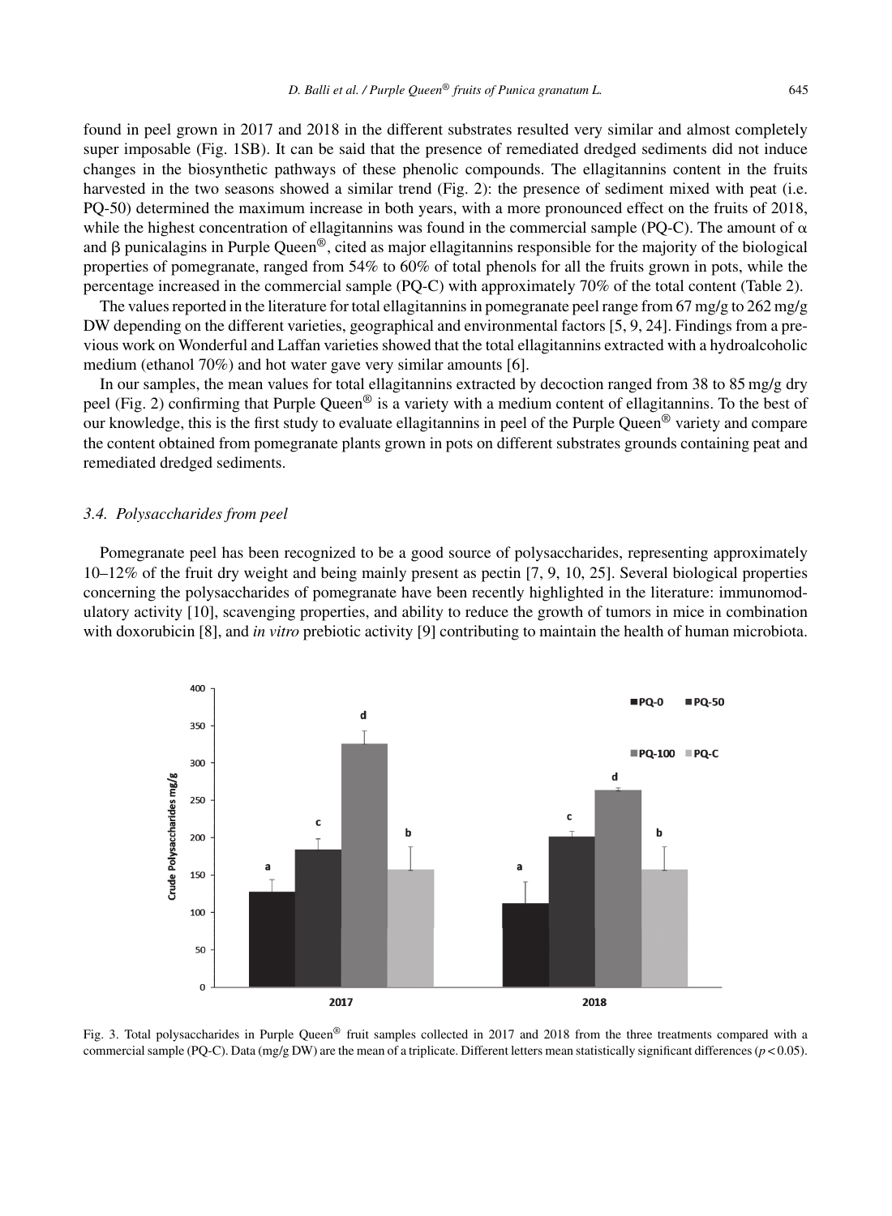found in peel grown in 2017 and 2018 in the different substrates resulted very similar and almost completely super imposable (Fig. 1SB). It can be said that the presence of remediated dredged sediments did not induce changes in the biosynthetic pathways of these phenolic compounds. The ellagitannins content in the fruits harvested in the two seasons showed a similar trend (Fig. 2): the presence of sediment mixed with peat (i.e. PQ-50) determined the maximum increase in both years, with a more pronounced effect on the fruits of 2018, while the highest concentration of ellagitannins was found in the commercial sample (PQ-C). The amount of α and β punicalagins in Purple Queen®, cited as major ellagitannins responsible for the majority of the biological properties of pomegranate, ranged from 54% to 60% of total phenols for all the fruits grown in pots, while the percentage increased in the commercial sample (PQ-C) with approximately 70% of the total content (Table 2).

The values reported in the literature for total ellagitannins in pomegranate peel range from 67 mg/g to 262 mg/g DW depending on the different varieties, geographical and environmental factors [5, 9, 24]. Findings from a previous work on Wonderful and Laffan varieties showed that the total ellagitannins extracted with a hydroalcoholic medium (ethanol 70%) and hot water gave very similar amounts [6].

In our samples, the mean values for total ellagitannins extracted by decoction ranged from 38 to 85 mg/g dry peel (Fig. 2) confirming that Purple Queen® is a variety with a medium content of ellagitannins. To the best of our knowledge, this is the first study to evaluate ellagitannins in peel of the Purple Queen® variety and compare the content obtained from pomegranate plants grown in pots on different substrates grounds containing peat and remediated dredged sediments.

### 3.4. *Polysaccharides from peel*

Pomegranate peel has been recognized to be a good source of polysaccharides, representing approximately 10–12% of the fruit dry weight and being mainly present as pectin [7, 9, 10, 25]. Several biological properties concerning the polysaccharides of pomegranate have been recently highlighted in the literature: immunomodulatory activity [10], scavenging properties, and ability to reduce the growth of tumors in mice in combination with doxorubicin [8], and *in vitro* prebiotic activity [9] contributing to maintain the health of human microbiota.

Fig. 3. Total polysaccharides in Purple Queen® fruit samples collected in 2017 and 2018 from the three treatments compared with a commercial sample (PQ-C). Data (mg/g DW) are the mean of a triplicate. Different letters mean statistically significant differences ($p < 0.05$).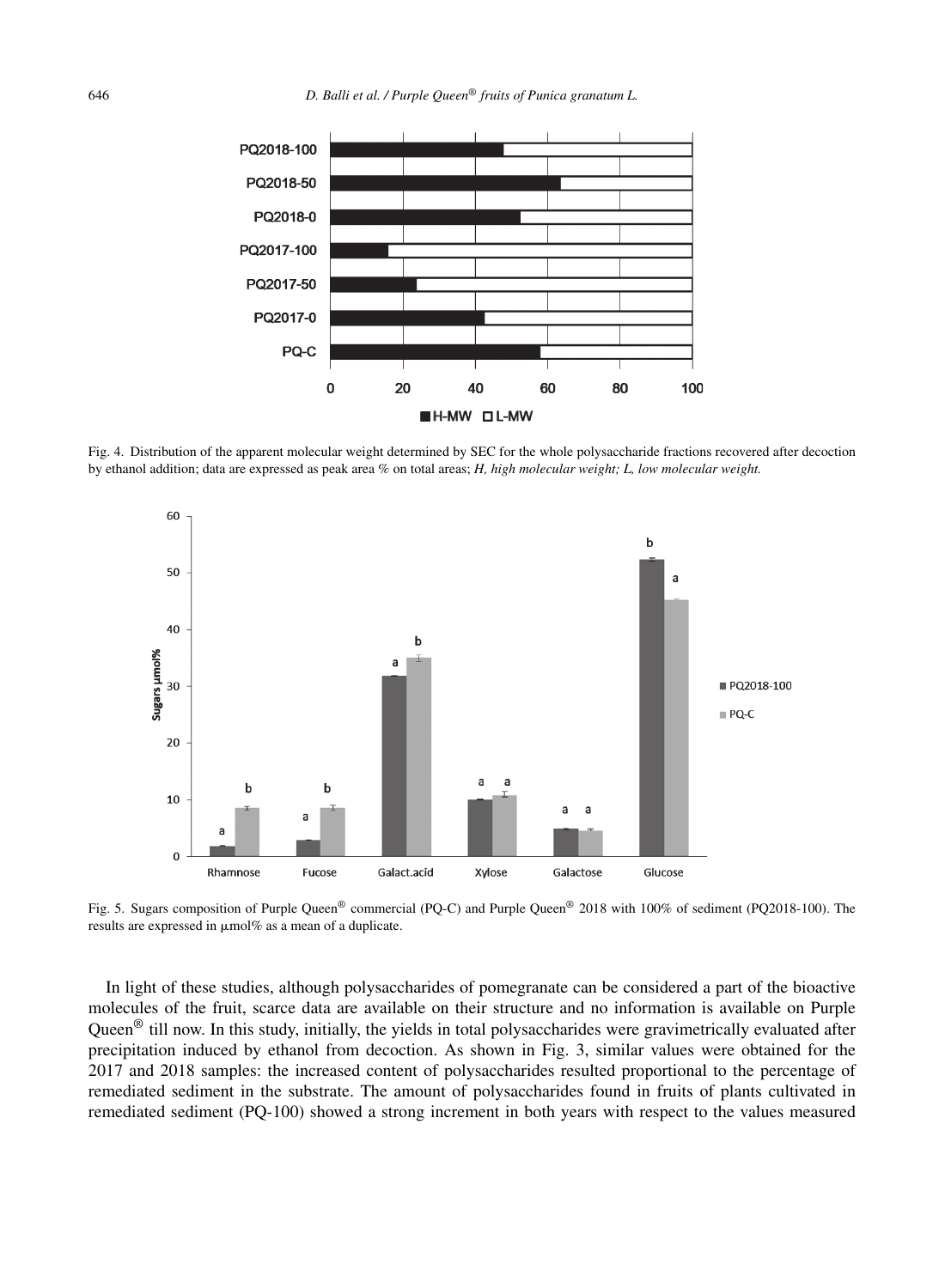Fig. 4. Distribution of the apparent molecular weight determined by SEC for the whole polysaccharide fractions recovered after decoction by ethanol addition; data are expressed as peak area % on total areas; *H, high molecular weight; L, low molecular weight.*

Fig. 5. Sugars composition of Purple Queen® commercial (PQ-C) and Purple Queen® 2018 with 100% of sediment (PQ2018-100). The results are expressed in μmol% as a mean of a duplicate.

In light of these studies, although polysaccharides of pomegranate can be considered a part of the bioactive molecules of the fruit, scarce data are available on their structure and no information is available on Purple Queen® till now. In this study, initially, the yields in total polysaccharides were gravimetrically evaluated after precipitation induced by ethanol from decoction. As shown in Fig. 3, similar values were obtained for the 2017 and 2018 samples: the increased content of polysaccharides resulted proportional to the percentage of remediated sediment in the substrate. The amount of polysaccharides found in fruits of plants cultivated in remediated sediment (PQ-100) showed a strong increment in both years with respect to the values measured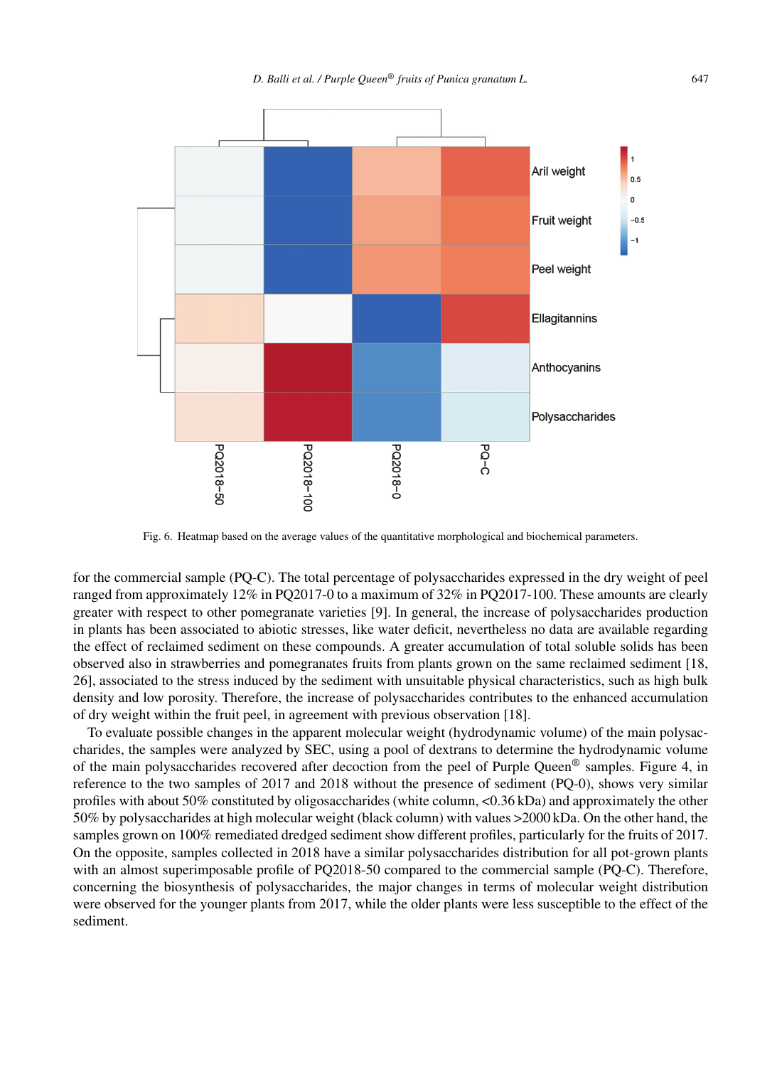Fig. 6. Heatmap based on the average values of the quantitative morphological and biochemical parameters.

for the commercial sample (PQ-C). The total percentage of polysaccharides expressed in the dry weight of peel ranged from approximately 12% in PQ2017-0 to a maximum of 32% in PQ2017-100. These amounts are clearly greater with respect to other pomegranate varieties [9]. In general, the increase of polysaccharides production in plants has been associated to abiotic stresses, like water deficit, nevertheless no data are available regarding the effect of reclaimed sediment on these compounds. A greater accumulation of total soluble solids has been observed also in strawberries and pomegranates fruits from plants grown on the same reclaimed sediment [18, 26], associated to the stress induced by the sediment with unsuitable physical characteristics, such as high bulk density and low porosity. Therefore, the increase of polysaccharides contributes to the enhanced accumulation of dry weight within the fruit peel, in agreement with previous observation [18].

To evaluate possible changes in the apparent molecular weight (hydrodynamic volume) of the main polysaccharides, the samples were analyzed by SEC, using a pool of dextrans to determine the hydrodynamic volume of the main polysaccharides recovered after decoction from the peel of Purple Queen® samples. Figure 4, in reference to the two samples of 2017 and 2018 without the presence of sediment (PQ-0), shows very similar profiles with about 50% constituted by oligosaccharides (white column, <0.36 kDa) and approximately the other 50% by polysaccharides at high molecular weight (black column) with values >2000 kDa. On the other hand, the samples grown on 100% remediated dredged sediment show different profiles, particularly for the fruits of 2017. On the opposite, samples collected in 2018 have a similar polysaccharides distribution for all pot-grown plants with an almost superimposable profile of PQ2018-50 compared to the commercial sample (PQ-C). Therefore, concerning the biosynthesis of polysaccharides, the major changes in terms of molecular weight distribution were observed for the younger plants from 2017, while the older plants were less susceptible to the effect of the sediment.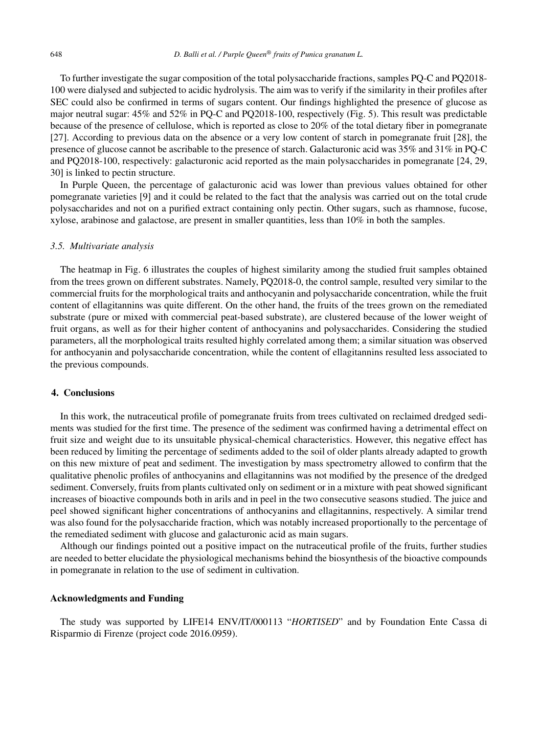To further investigate the sugar composition of the total polysaccharide fractions, samples PQ-C and PQ2018-100 were dialysed and subjected to acidic hydrolysis. The aim was to verify if the similarity in their profiles after SEC could also be confirmed in terms of sugars content. Our findings highlighted the presence of glucose as major neutral sugar: 45% and 52% in PQ-C and PQ2018-100, respectively (Fig. 5). This result was predictable because of the presence of cellulose, which is reported as close to 20% of the total dietary fiber in pomegranate [27]. According to previous data on the absence or a very low content of starch in pomegranate fruit [28], the presence of glucose cannot be ascribable to the presence of starch. Galacturonic acid was 35% and 31% in PQ-C and PQ2018-100, respectively: galacturonic acid reported as the main polysaccharides in pomegranate [24, 29, 30] is linked to pectin structure.

In Purple Queen, the percentage of galacturonic acid was lower than previous values obtained for other pomegranate varieties [9] and it could be related to the fact that the analysis was carried out on the total crude polysaccharides and not on a purified extract containing only pectin. Other sugars, such as rhamnose, fucose, xylose, arabinose and galactose, are present in smaller quantities, less than 10% in both the samples.

### *3.5. Multivariate analysis*

The heatmap in Fig. 6 illustrates the couples of highest similarity among the studied fruit samples obtained from the trees grown on different substrates. Namely, PQ2018-0, the control sample, resulted very similar to the commercial fruits for the morphological traits and anthocyanin and polysaccharide concentration, while the fruit content of ellagitannins was quite different. On the other hand, the fruits of the trees grown on the remediated substrate (pure or mixed with commercial peat-based substrate), are clustered because of the lower weight of fruit organs, as well as for their higher content of anthocyanins and polysaccharides. Considering the studied parameters, all the morphological traits resulted highly correlated among them; a similar situation was observed for anthocyanin and polysaccharide concentration, while the content of ellagitannins resulted less associated to the previous compounds.

## 4. Conclusions

In this work, the nutraceutical profile of pomegranate fruits from trees cultivated on reclaimed dredged sediments was studied for the first time. The presence of the sediment was confirmed having a detrimental effect on fruit size and weight due to its unsuitable physical-chemical characteristics. However, this negative effect has been reduced by limiting the percentage of sediments added to the soil of older plants already adapted to growth on this new mixture of peat and sediment. The investigation by mass spectrometry allowed to confirm that the qualitative phenolic profiles of anthocyanins and ellagitannins was not modified by the presence of the dredged sediment. Conversely, fruits from plants cultivated only on sediment or in a mixture with peat showed significant increases of bioactive compounds both in arils and in peel in the two consecutive seasons studied. The juice and peel showed significant higher concentrations of anthocyanins and ellagitannins, respectively. A similar trend was also found for the polysaccharide fraction, which was notably increased proportionally to the percentage of the remediated sediment with glucose and galacturonic acid as main sugars.

Although our findings pointed out a positive impact on the nutraceutical profile of the fruits, further studies are needed to better elucidate the physiological mechanisms behind the biosynthesis of the bioactive compounds in pomegranate in relation to the use of sediment in cultivation.

## Acknowledgments and Funding

The study was supported by LIFE14 ENV/IT/000113 "*HORTISED*" and by Foundation Ente Cassa di Risparmio di Firenze (project code 2016.0959).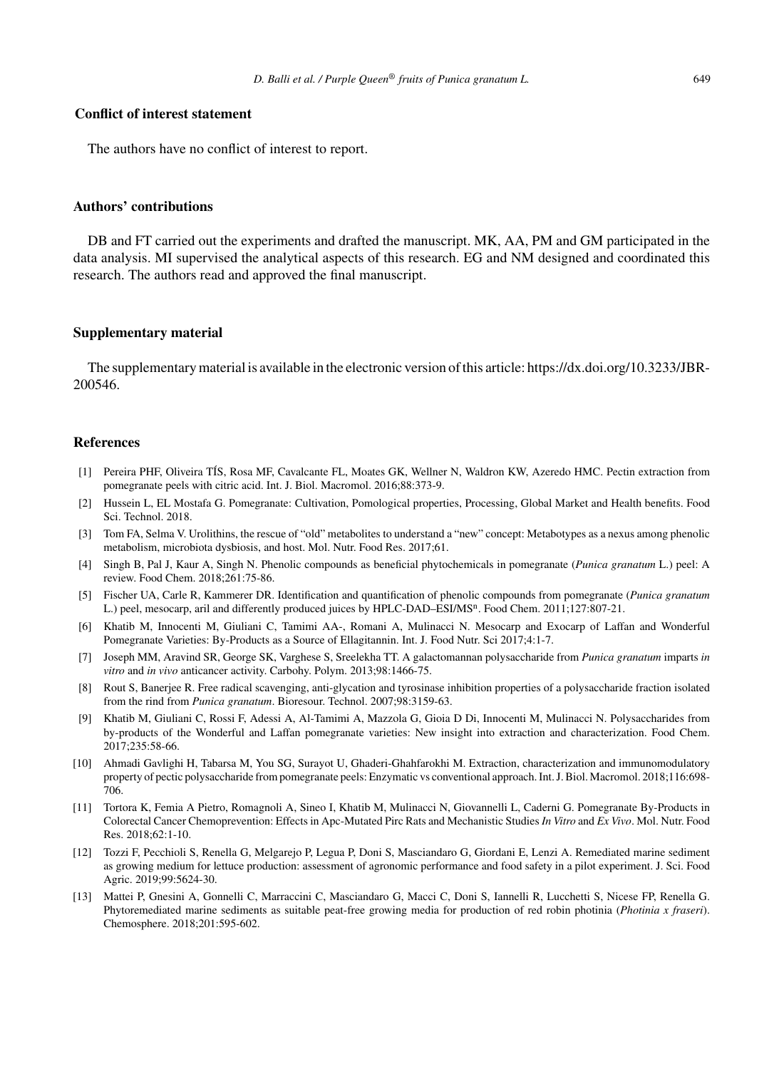## Conflict of interest statement

The authors have no conflict of interest to report.

## Authors' contributions

DB and FT carried out the experiments and drafted the manuscript. MK, AA, PM and GM participated in the data analysis. MI supervised the analytical aspects of this research. EG and NM designed and coordinated this research. The authors read and approved the final manuscript.

## Supplementary material

The supplementary material is available in the electronic version of this article: https://dx.doi.org/10.3233/JBR-200546.

## References

[1] Pereira PHF, Oliveira TÍS, Rosa MF, Cavalcante FL, Moates GK, Wellner N, Waldron KW, Azeredo HMC. Pectin extraction from pomegranate peels with citric acid. Int. J. Biol. Macromol. 2016;88:373-9.

[2] Hussein L, EL Mostafa G. Pomegranate: Cultivation, Pomological properties, Processing, Global Market and Health benefits. Food Sci. Technol. 2018.

[3] Tom FA, Selma V. Urolithins, the rescue of "old" metabolites to understand a "new" concept: Metabotypes as a nexus among phenolic metabolism, microbiota dysbiosis, and host. Mol. Nutr. Food Res. 2017;61.

[4] Singh B, Pal J, Kaur A, Singh N. Phenolic compounds as beneficial phytochemicals in pomegranate (*Punica granatum* L.) peel: A review. Food Chem. 2018;261:75-86.

[5] Fischer UA, Carle R, Kammerer DR. Identification and quantification of phenolic compounds from pomegranate (*Punica granatum* L.) peel, mesocarp, aril and differently produced juices by HPLC-DAD–ESI/$MS^n$. Food Chem. 2011;127:807-21.

[6] Khatib M, Innocenti M, Giuliani C, Tamimi AA-, Romani A, Mulinacci N. Mesocarp and Exocarp of Laffan and Wonderful Pomegranate Varieties: By-Products as a Source of Ellagitannin. Int. J. Food Nutr. Sci 2017;4:1-7.

[7] Joseph MM, Aravind SR, George SK, Varghese S, Sreelekha TT. A galactomannan polysaccharide from *Punica granatum* imparts *in vitro* and *in vivo* anticancer activity. Carbohy. Polym. 2013;98:1466-75.

[8] Rout S, Banerjee R. Free radical scavenging, anti-glycation and tyrosinase inhibition properties of a polysaccharide fraction isolated from the rind from *Punica granatum*. Bioresour. Technol. 2007;98:3159-63.

[9] Khatib M, Giuliani C, Rossi F, Adessi A, Al-Tamimi A, Mazzola G, Gioia D Di, Innocenti M, Mulinacci N. Polysaccharides from by-products of the Wonderful and Laffan pomegranate varieties: New insight into extraction and characterization. Food Chem. 2017;235:58-66.

[10] Ahmadi Gavlighi H, Tabarsa M, You SG, Surayot U, Ghaderi-Ghahfarokhi M. Extraction, characterization and immunomodulatory property of pectic polysaccharide from pomegranate peels: Enzymatic vs conventional approach. Int. J. Biol. Macromol. 2018;116:698-706.

[11] Tortora K, Femia A Pietro, Romagnoli A, Sineo I, Khatib M, Mulinacci N, Giovannelli L, Caderni G. Pomegranate By-Products in Colorectal Cancer Chemoprevention: Effects in Apc-Mutated Pirc Rats and Mechanistic Studies *In Vitro* and *Ex Vivo*. Mol. Nutr. Food Res. 2018;62:1-10.

[12] Tozzi F, Pecchioli S, Renella G, Melgarejo P, Legua P, Doni S, Masciandaro G, Giordani E, Lenzi A. Remediated marine sediment as growing medium for lettuce production: assessment of agronomic performance and food safety in a pilot experiment. J. Sci. Food Agric. 2019;99:5624-30.

[13] Mattei P, Gnesini A, Gonnelli C, Marraccini C, Masciandaro G, Macci C, Doni S, Iannelli R, Lucchetti S, Nicese FP, Renella G. Phytoremediated marine sediments as suitable peat-free growing media for production of red robin photinia (*Photinia x fraseri*). Chemosphere. 2018;201:595-602.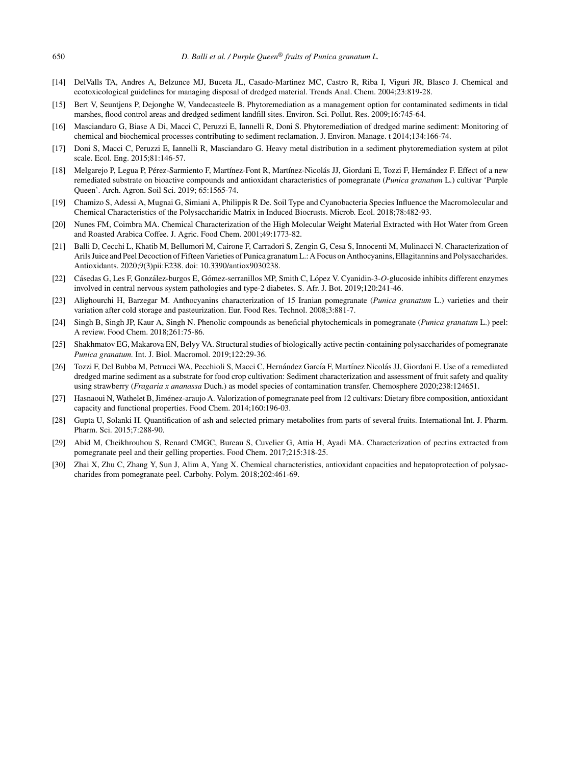[14] DelValls TA, Andres A, Belzunce MJ, Buceta JL, Casado-Martinez MC, Castro R, Riba I, Viguri JR, Blasco J. Chemical and ecotoxicological guidelines for managing disposal of dredged material. Trends Anal. Chem. 2004;23:819-28.

[15] Bert V, Seuntjens P, Dejonghe W, Vandecasteele B. Phytoremediation as a management option for contaminated sediments in tidal marshes, flood control areas and dredged sediment landfill sites. Environ. Sci. Pollut. Res. 2009;16:745-64.

[16] Masciandaro G, Biase A Di, Macci C, Peruzzi E, Iannelli R, Doni S. Phytoremediation of dredged marine sediment: Monitoring of chemical and biochemical processes contributing to sediment reclamation. J. Environ. Manage. t 2014;134:166-74.

[17] Doni S, Macci C, Peruzzi E, Iannelli R, Masciandaro G. Heavy metal distribution in a sediment phytoremediation system at pilot scale. Ecol. Eng. 2015;81:146-57.

[18] Melgarejo P, Legua P, Pérez-Sarmiento F, Martínez-Font R, Martínez-Nicolás JJ, Giordani E, Tozzi F, Hernández F. Effect of a new remediated substrate on bioactive compounds and antioxidant characteristics of pomegranate (*Punica granatum* L.) cultivar 'Purple Queen'. Arch. Agron. Soil Sci. 2019; 65:1565-74.

[19] Chamizo S, Adessi A, Mugnai G, Simiani A, Philippis R De. Soil Type and Cyanobacteria Species Influence the Macromolecular and Chemical Characteristics of the Polysaccharidic Matrix in Induced Biocrusts. Microb. Ecol. 2018;78:482-93.

[20] Nunes FM, Coimbra MA. Chemical Characterization of the High Molecular Weight Material Extracted with Hot Water from Green and Roasted Arabica Coffee. J. Agric. Food Chem. 2001;49:1773-82.

[21] Balli D, Cecchi L, Khatib M, Bellumori M, Cairone F, Carradori S, Zengin G, Cesa S, Innocenti M, Mulinacci N. Characterization of Arils Juice and Peel Decoction of Fifteen Varieties of Punica granatum L.: A Focus on Anthocyanins, Ellagitannins and Polysaccharides. Antioxidants. 2020;9(3)pii:E238. doi: 10.3390/antiox9030238.

[22] Cásedas G, Les F, González-burgos E, Gómez-serranillos MP, Smith C, López V. Cyanidin-3-*O*-glucoside inhibits different enzymes involved in central nervous system pathologies and type-2 diabetes. S. Afr. J. Bot. 2019;120:241-46.

[23] Alighourchi H, Barzegar M. Anthocyanins characterization of 15 Iranian pomegranate (*Punica granatum* L.) varieties and their variation after cold storage and pasteurization. Eur. Food Res. Technol. 2008;3:881-7.

[24] Singh B, Singh JP, Kaur A, Singh N. Phenolic compounds as beneficial phytochemicals in pomegranate (*Punica granatum* L.) peel: A review. Food Chem. 2018;261:75-86.

[25] Shakhmatov EG, Makarova EN, Belyy VA. Structural studies of biologically active pectin-containing polysaccharides of pomegranate *Punica granatum*. Int. J. Biol. Macromol. 2019;122:29-36.

[26] Tozzi F, Del Bubba M, Petrucci WA, Pecchioli S, Macci C, Hernández García F, Martínez Nicolás JJ, Giordani E. Use of a remediated dredged marine sediment as a substrate for food crop cultivation: Sediment characterization and assessment of fruit safety and quality using strawberry (*Fragaria x ananassa* Duch.) as model species of contamination transfer. Chemosphere 2020;238:124651.

[27] Hasnaoui N, Wathelet B, Jiménez-araujo A. Valorization of pomegranate peel from 12 cultivars: Dietary fibre composition, antioxidant capacity and functional properties. Food Chem. 2014;160:196-03.

[28] Gupta U, Solanki H. Quantification of ash and selected primary metabolites from parts of several fruits. International Int. J. Pharm. Pharm. Sci. 2015;7:288-90.

[29] Abid M, Cheikhrouhou S, Renard CMGC, Bureau S, Cuvelier G, Attia H, Ayadi MA. Characterization of pectins extracted from pomegranate peel and their gelling properties. Food Chem. 2017;215:318-25.

[30] Zhai X, Zhu C, Zhang Y, Sun J, Alim A, Yang X. Chemical characteristics, antioxidant capacities and hepatoprotection of polysaccharides from pomegranate peel. Carbohy. Polym. 2018;202:461-69.